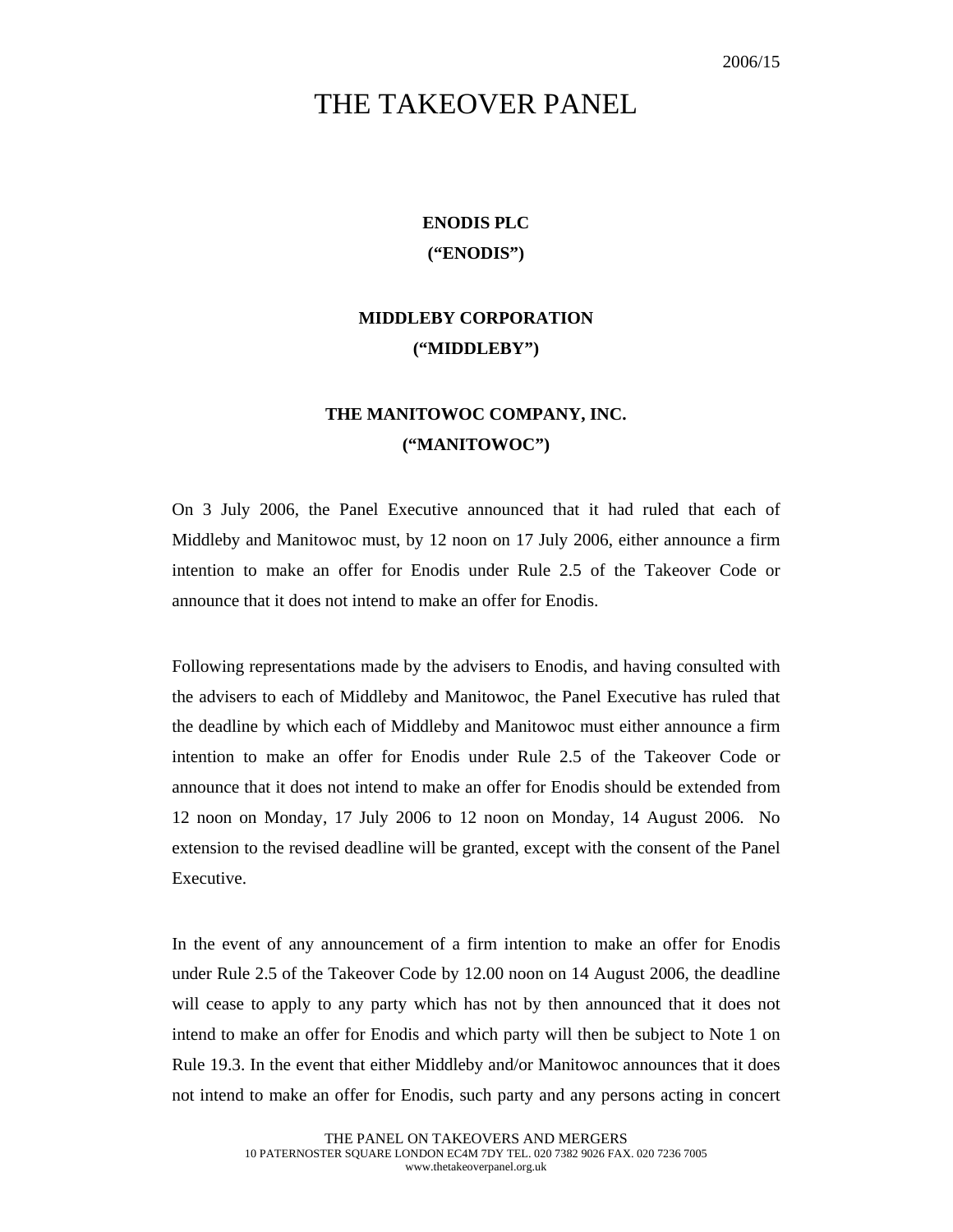2006/15

# THE TAKEOVER PANEL

**ENODIS PLC**
**("ENODIS")**

**MIDDLEBY CORPORATION**
**("MIDDLEBY")**

**THE MANITOWOC COMPANY, INC.**
**("MANITOWOC")**

On 3 July 2006, the Panel Executive announced that it had ruled that each of Middleby and Manitowoc must, by 12 noon on 17 July 2006, either announce a firm intention to make an offer for Enodis under Rule 2.5 of the Takeover Code or announce that it does not intend to make an offer for Enodis.

Following representations made by the advisers to Enodis, and having consulted with the advisers to each of Middleby and Manitowoc, the Panel Executive has ruled that the deadline by which each of Middleby and Manitowoc must either announce a firm intention to make an offer for Enodis under Rule 2.5 of the Takeover Code or announce that it does not intend to make an offer for Enodis should be extended from 12 noon on Monday, 17 July 2006 to 12 noon on Monday, 14 August 2006. No extension to the revised deadline will be granted, except with the consent of the Panel Executive.

In the event of any announcement of a firm intention to make an offer for Enodis under Rule 2.5 of the Takeover Code by 12.00 noon on 14 August 2006, the deadline will cease to apply to any party which has not by then announced that it does not intend to make an offer for Enodis and which party will then be subject to Note 1 on Rule 19.3. In the event that either Middleby and/or Manitowoc announces that it does not intend to make an offer for Enodis, such party and any persons acting in concert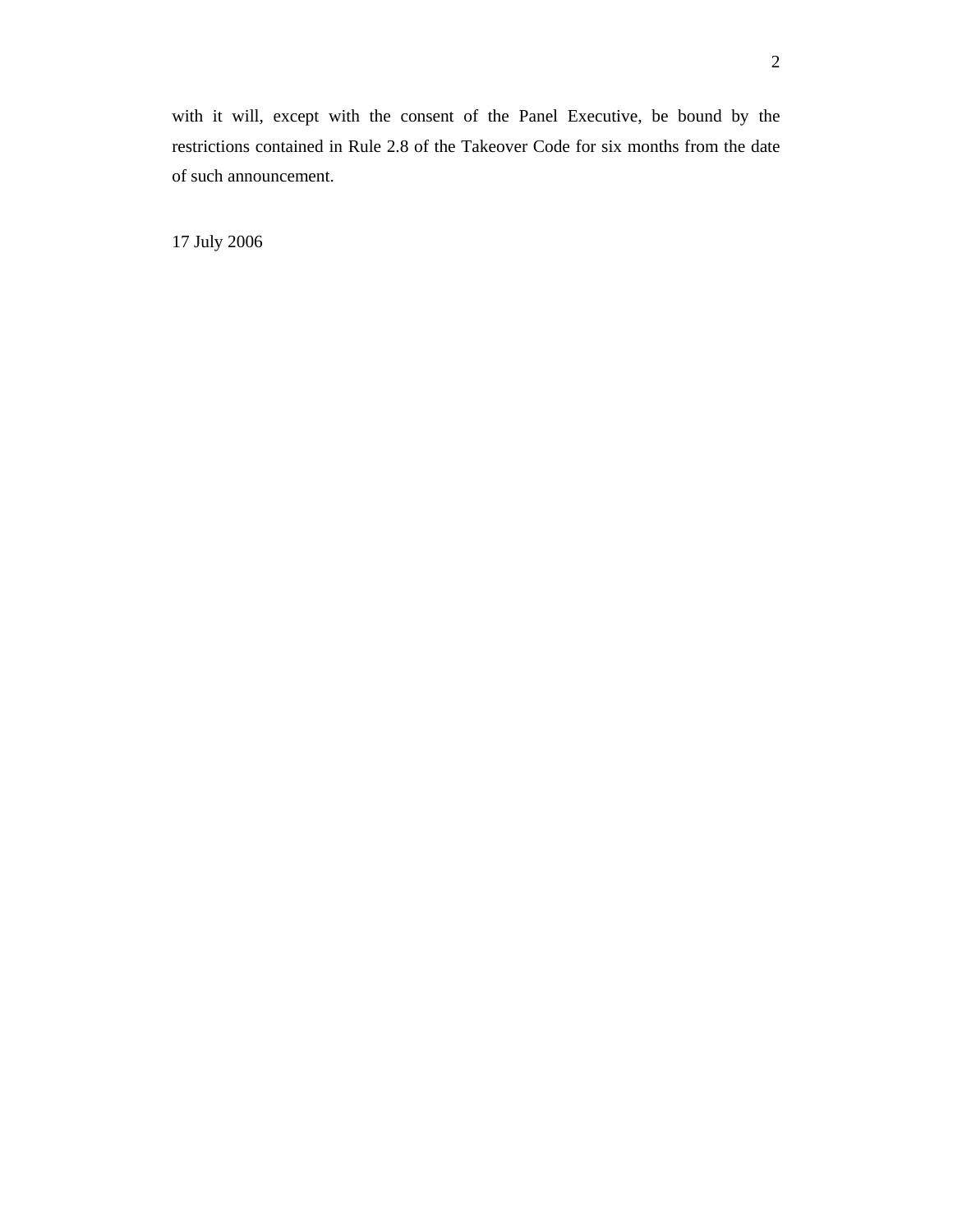with it will, except with the consent of the Panel Executive, be bound by the restrictions contained in Rule 2.8 of the Takeover Code for six months from the date of such announcement.

17 July 2006